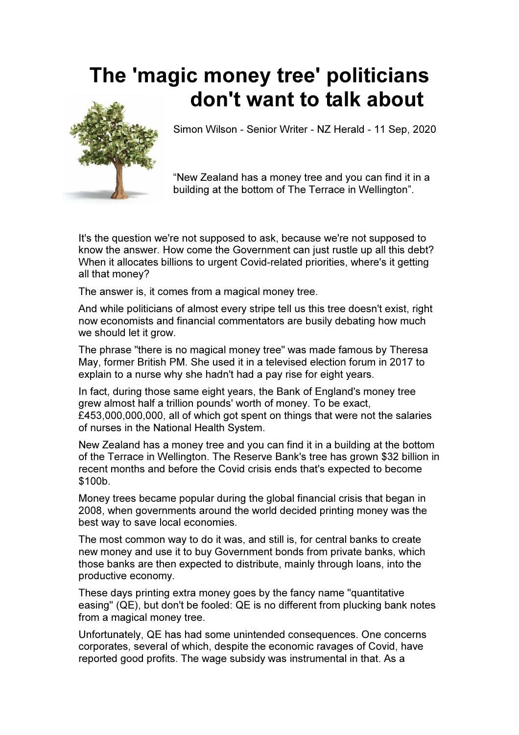# The 'magic money tree' politicians don't want to talk about

Simon Wilson - Senior Writer - NZ Herald - 11 Sep, 2020

"New Zealand has a money tree and you can find it in a building at the bottom of The Terrace in Wellington".

It's the question we're not supposed to ask, because we're not supposed to know the answer. How come the Government can just rustle up all this debt? When it allocates billions to urgent Covid-related priorities, where's it getting all that money?

The answer is, it comes from a magical money tree.

And while politicians of almost every stripe tell us this tree doesn't exist, right now economists and financial commentators are busily debating how much we should let it grow.

The phrase "there is no magical money tree" was made famous by Theresa May, former British PM. She used it in a televised election forum in 2017 to explain to a nurse why she hadn't had a pay rise for eight years.

In fact, during those same eight years, the Bank of England's money tree grew almost half a trillion pounds' worth of money. To be exact, £453,000,000,000, all of which got spent on things that were not the salaries of nurses in the National Health System.

New Zealand has a money tree and you can find it in a building at the bottom of the Terrace in Wellington. The Reserve Bank's tree has grown $32 billion in recent months and before the Covid crisis ends that's expected to become $100b.

Money trees became popular during the global financial crisis that began in 2008, when governments around the world decided printing money was the best way to save local economies.

The most common way to do it was, and still is, for central banks to create new money and use it to buy Government bonds from private banks, which those banks are then expected to distribute, mainly through loans, into the productive economy.

These days printing extra money goes by the fancy name "quantitative easing" (QE), but don't be fooled: QE is no different from plucking bank notes from a magical money tree.

Unfortunately, QE has had some unintended consequences. One concerns corporates, several of which, despite the economic ravages of Covid, have reported good profits. The wage subsidy was instrumental in that. As a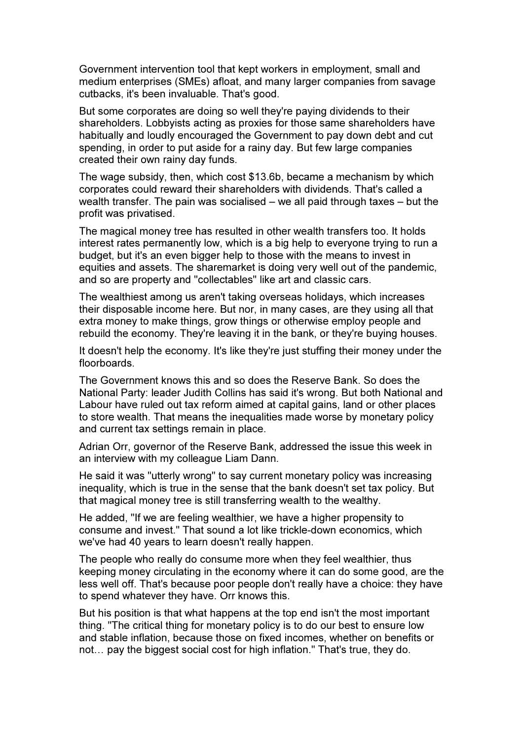Government intervention tool that kept workers in employment, small and medium enterprises (SMEs) afloat, and many larger companies from savage cutbacks, it's been invaluable. That's good.

But some corporates are doing so well they're paying dividends to their shareholders. Lobbyists acting as proxies for those same shareholders have habitually and loudly encouraged the Government to pay down debt and cut spending, in order to put aside for a rainy day. But few large companies created their own rainy day funds.

The wage subsidy, then, which cost $13.6b, became a mechanism by which corporates could reward their shareholders with dividends. That's called a wealth transfer. The pain was socialised – we all paid through taxes – but the profit was privatised.

The magical money tree has resulted in other wealth transfers too. It holds interest rates permanently low, which is a big help to everyone trying to run a budget, but it's an even bigger help to those with the means to invest in equities and assets. The sharemarket is doing very well out of the pandemic, and so are property and "collectables" like art and classic cars.

The wealthiest among us aren't taking overseas holidays, which increases their disposable income here. But nor, in many cases, are they using all that extra money to make things, grow things or otherwise employ people and rebuild the economy. They're leaving it in the bank, or they're buying houses.

It doesn't help the economy. It's like they're just stuffing their money under the floorboards.

The Government knows this and so does the Reserve Bank. So does the National Party: leader Judith Collins has said it's wrong. But both National and Labour have ruled out tax reform aimed at capital gains, land or other places to store wealth. That means the inequalities made worse by monetary policy and current tax settings remain in place.

Adrian Orr, governor of the Reserve Bank, addressed the issue this week in an interview with my colleague Liam Dann.

He said it was "utterly wrong" to say current monetary policy was increasing inequality, which is true in the sense that the bank doesn't set tax policy. But that magical money tree is still transferring wealth to the wealthy.

He added, "If we are feeling wealthier, we have a higher propensity to consume and invest." That sound a lot like trickle-down economics, which we've had 40 years to learn doesn't really happen.

The people who really do consume more when they feel wealthier, thus keeping money circulating in the economy where it can do some good, are the less well off. That's because poor people don't really have a choice: they have to spend whatever they have. Orr knows this.

But his position is that what happens at the top end isn't the most important thing. "The critical thing for monetary policy is to do our best to ensure low and stable inflation, because those on fixed incomes, whether on benefits or not… pay the biggest social cost for high inflation." That's true, they do.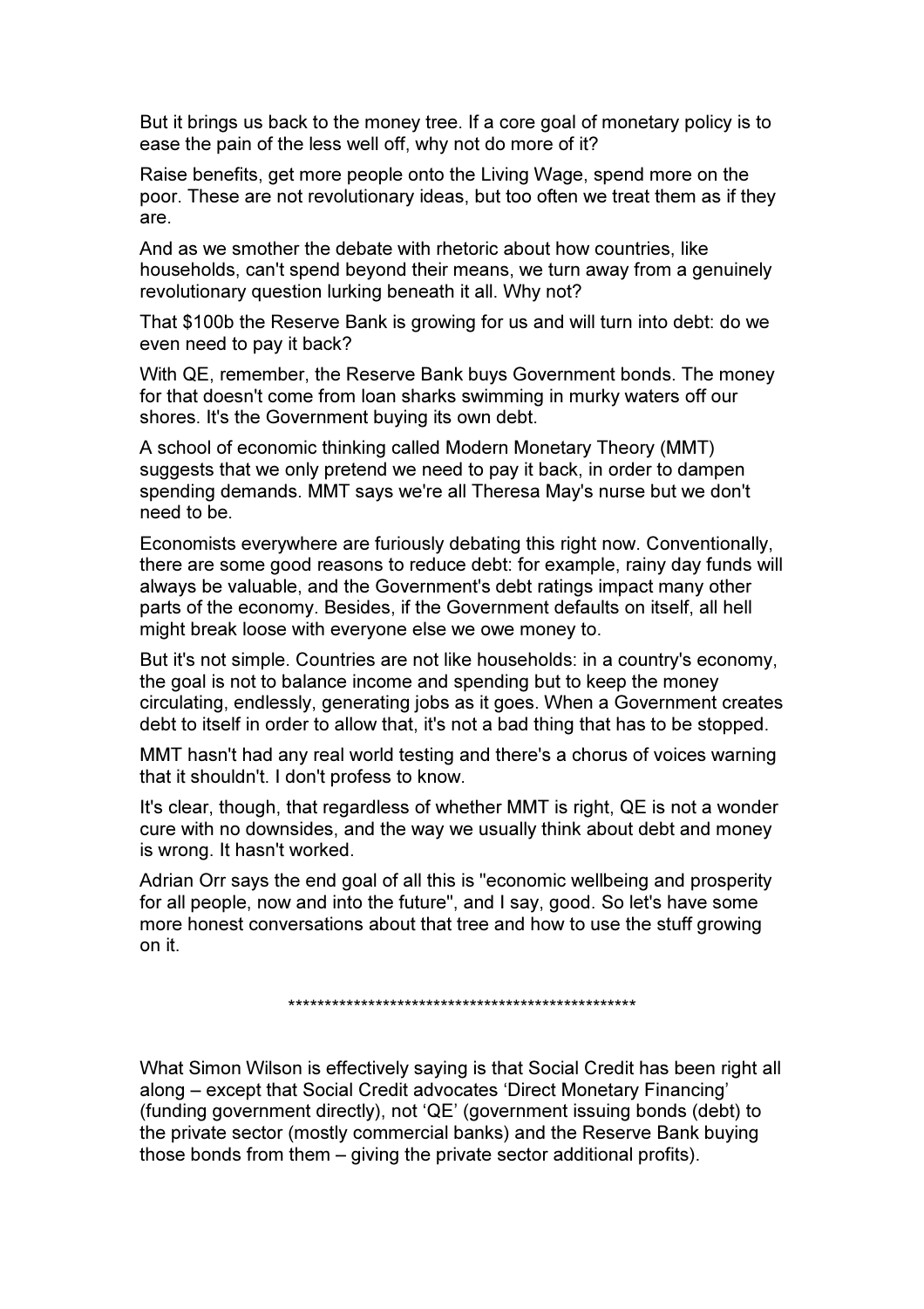But it brings us back to the money tree. If a core goal of monetary policy is to ease the pain of the less well off, why not do more of it?

Raise benefits, get more people onto the Living Wage, spend more on the poor. These are not revolutionary ideas, but too often we treat them as if they are.

And as we smother the debate with rhetoric about how countries, like households, can't spend beyond their means, we turn away from a genuinely revolutionary question lurking beneath it all. Why not?

That $100b the Reserve Bank is growing for us and will turn into debt: do we even need to pay it back?

With QE, remember, the Reserve Bank buys Government bonds. The money for that doesn't come from loan sharks swimming in murky waters off our shores. It's the Government buying its own debt.

A school of economic thinking called Modern Monetary Theory (MMT) suggests that we only pretend we need to pay it back, in order to dampen spending demands. MMT says we're all Theresa May's nurse but we don't need to be.

Economists everywhere are furiously debating this right now. Conventionally, there are some good reasons to reduce debt: for example, rainy day funds will always be valuable, and the Government's debt ratings impact many other parts of the economy. Besides, if the Government defaults on itself, all hell might break loose with everyone else we owe money to.

But it's not simple. Countries are not like households: in a country's economy, the goal is not to balance income and spending but to keep the money circulating, endlessly, generating jobs as it goes. When a Government creates debt to itself in order to allow that, it's not a bad thing that has to be stopped.

MMT hasn't had any real world testing and there's a chorus of voices warning that it shouldn't. I don't profess to know.

It's clear, though, that regardless of whether MMT is right, QE is not a wonder cure with no downsides, and the way we usually think about debt and money is wrong. It hasn't worked.

Adrian Orr says the end goal of all this is "economic wellbeing and prosperity for all people, now and into the future", and I say, good. So let's have some more honest conversations about that tree and how to use the stuff growing on it.

**************************************************

What Simon Wilson is effectively saying is that Social Credit has been right all along – except that Social Credit advocates 'Direct Monetary Financing' (funding government directly), not 'QE' (government issuing bonds (debt) to the private sector (mostly commercial banks) and the Reserve Bank buying those bonds from them – giving the private sector additional profits).